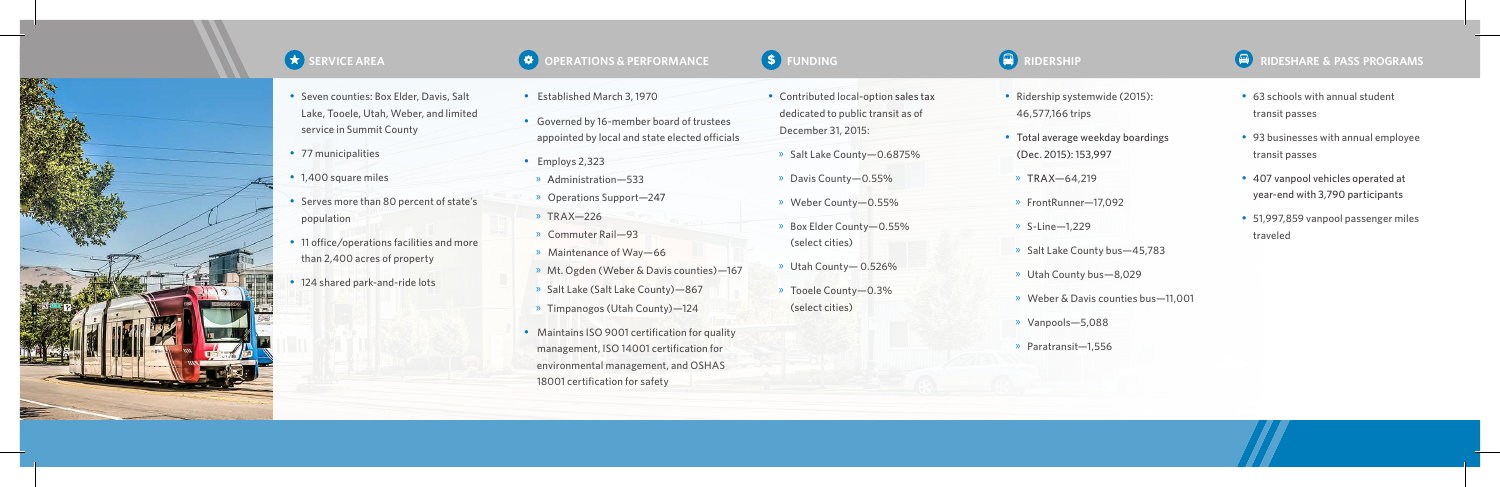## SERVICE AREA

- Seven counties: Box Elder, Davis, Salt Lake, Tooele, Utah, Weber, and limited service in Summit County
- 77 municipalities
- 1,400 square miles
- Serves more than 80 percent of state's population
- 11 office/operations facilities and more than 2,400 acres of property
- 124 shared park-and-ride lots

## OPERATIONS & PERFORMANCE

- Established March 3, 1970
- Governed by 16-member board of trustees appointed by local and state elected officials
- Employs 2,323
  - » Administration—533
  - » Operations Support—247
  - » TRAX—226
  - » Commuter Rail—93
  - » Maintenance of Way—66
  - » Mt. Ogden (Weber & Davis counties)—167
  - » Salt Lake (Salt Lake County)—867
  - » Timpanogos (Utah County)—124
- Maintains ISO 9001 certification for quality management, ISO 14001 certification for environmental management, and OSHAS 18001 certification for safety

## FUNDING

- Contributed local-option sales tax dedicated to public transit as of December 31, 2015:
  - » Salt Lake County—0.6875%
  - » Davis County—0.55%
  - » Weber County—0.55%
  - » Box Elder County—0.55% (select cities)
  - » Utah County— 0.526%
  - » Tooele County—0.3% (select cities)

## RIDERSHIP

- Ridership systemwide (2015): 46,577,166 trips
- Total average weekday boardings (Dec. 2015): 153,997
  - » TRAX—64,219
  - » FrontRunner—17,092
  - » S-Line—1,229
  - » Salt Lake County bus—45,783
  - » Utah County bus—8,029
  - » Weber & Davis counties bus—11,001
  - » Vanpools—5,088
  - » Paratransit—1,556

## RIDESHARE & PASS PROGRAMS

- 63 schools with annual student transit passes
- 93 businesses with annual employee transit passes
- 407 vanpool vehicles operated at year-end with 3,790 participants
- 51,997,859 vanpool passenger miles traveled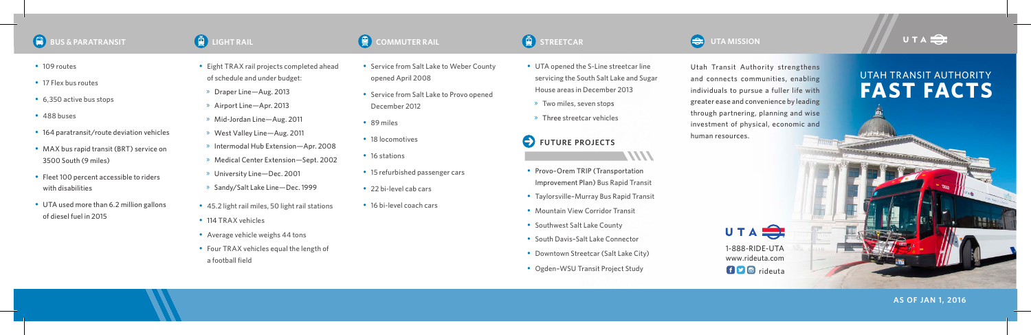# UTAH TRANSIT AUTHORITY FAST FACTS

AS OF JAN 1, 2016

## BUS & PARATRANSIT

- 109 routes
- 17 Flex bus routes
- 6,350 active bus stops
- 488 buses
- 164 paratransit/route deviation vehicles
- MAX bus rapid transit (BRT) service on 3500 South (9 miles)
- Fleet 100 percent accessible to riders with disabilities
- UTA used more than 6.2 million gallons of diesel fuel in 2015

## LIGHT RAIL

- Eight TRAX rail projects completed ahead of schedule and under budget:
  - Draper Line—Aug. 2013
  - Airport Line—Apr. 2013
  - Mid-Jordan Line—Aug. 2011
  - West Valley Line—Aug. 2011
  - Intermodal Hub Extension—Apr. 2008
  - Medical Center Extension—Sept. 2002
  - University Line—Dec. 2001
  - Sandy/Salt Lake Line—Dec. 1999
- 45.2 light rail miles, 50 light rail stations
- 114 TRAX vehicles
- Average vehicle weighs 44 tons
- Four TRAX vehicles equal the length of a football field

## COMMUTER RAIL

- Service from Salt Lake to Weber County opened April 2008
- Service from Salt Lake to Provo opened December 2012
- 89 miles
- 18 locomotives
- 16 stations
- 15 refurbished passenger cars
- 22 bi-level cab cars
- 16 bi-level coach cars

## STREETCAR

- UTA opened the S-Line streetcar line servicing the South Salt Lake and Sugar House areas in December 2013
  - Two miles, seven stops
  - Three streetcar vehicles

## FUTURE PROJECTS

- Provo-Orem TRIP (Transportation Improvement Plan) Bus Rapid Transit
- Taylorsville-Murray Bus Rapid Transit
- Mountain View Corridor Transit
- Southwest Salt Lake County
- South Davis-Salt Lake Connector
- Downtown Streetcar (Salt Lake City)
- Ogden-WSU Transit Project Study

## UTA MISSION

Utah Transit Authority strengthens and connects communities, enabling individuals to pursue a fuller life with greater ease and convenience by leading through partnering, planning and wise investment of physical, economic and human resources.

UTA

1-888-RIDE-UTA
www.rideuta.com
rideuta